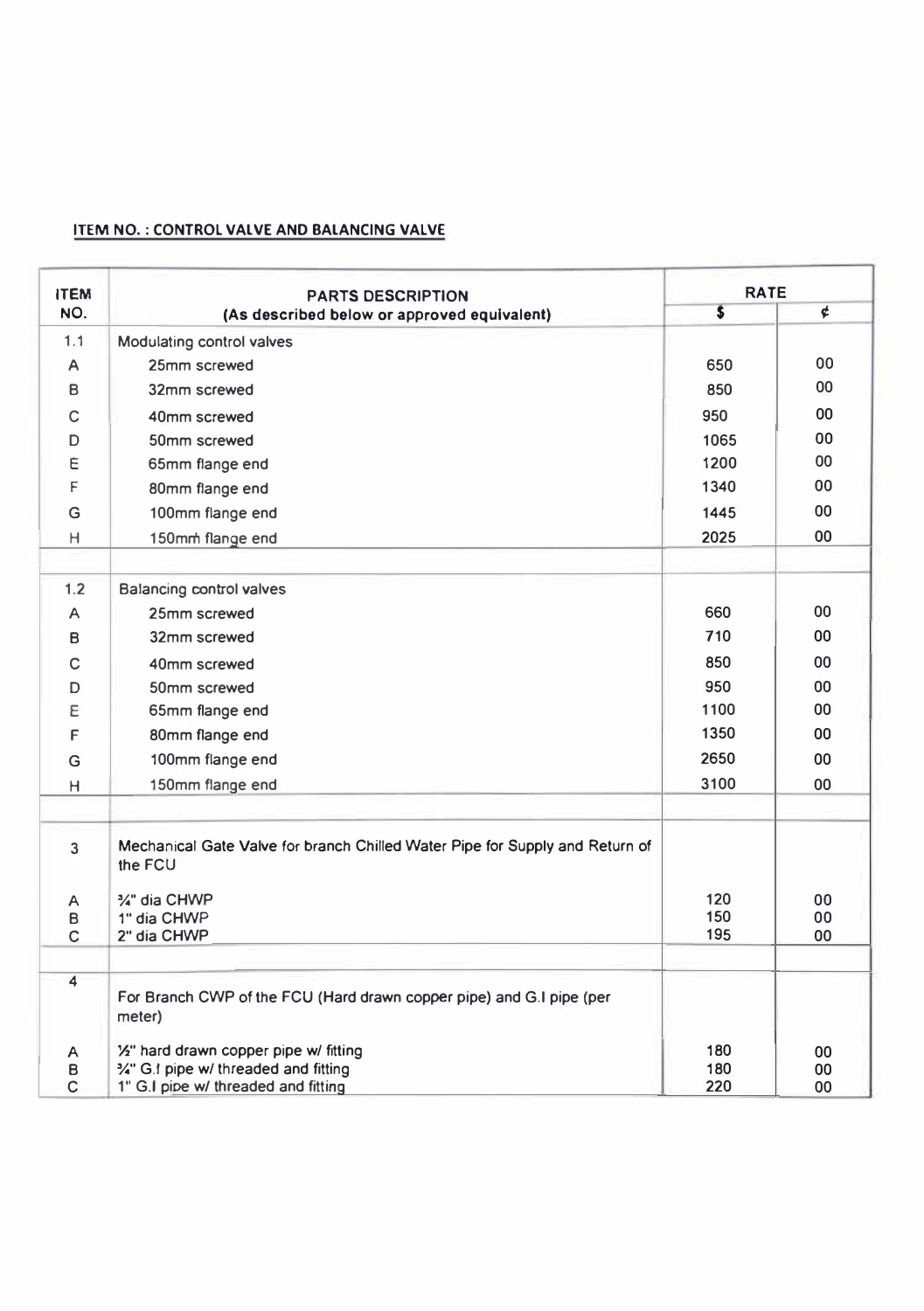**ITEM NO. : CONTROL VALVE AND BALANCING VALVE**

| ITEM NO. | PARTS DESCRIPTION<br>(As described below or approved equivalent) | RATE | |
|---|---|---|---|
| | | $ | ¢ |
| 1.1 | Modulating control valves | | |
| A | 25mm screwed | 650 | 00 |
| B | 32mm screwed | 850 | 00 |
| C | 40mm screwed | 950 | 00 |
| D | 50mm screwed | 1065 | 00 |
| E | 65mm flange end | 1200 | 00 |
| F | 80mm flange end | 1340 | 00 |
| G | 100mm flange end | 1445 | 00 |
| H | 150mm flange end | 2025 | 00 |
| | | | |
| 1.2 | Balancing control valves | | |
| A | 25mm screwed | 660 | 00 |
| B | 32mm screwed | 710 | 00 |
| C | 40mm screwed | 850 | 00 |
| D | 50mm screwed | 950 | 00 |
| E | 65mm flange end | 1100 | 00 |
| F | 80mm flange end | 1350 | 00 |
| G | 100mm flange end | 2650 | 00 |
| H | 150mm flange end | 3100 | 00 |
| | | | |
| 3 | Mechanical Gate Valve for branch Chilled Water Pipe for Supply and Return of the FCU | | |
| A | ¾" dia CHWP | 120 | 00 |
| B | 1" dia CHWP | 150 | 00 |
| C | 2" dia CHWP | 195 | 00 |
| | | | |
| 4 | For Branch CWP of the FCU (Hard drawn copper pipe) and G.I pipe (per meter) | | |
| A | ½" hard drawn copper pipe w/ fitting | 180 | 00 |
| B | ¾" G.I pipe w/ threaded and fitting | 180 | 00 |
| C | 1" G.I pipe w/ threaded and fitting | 220 | 00 |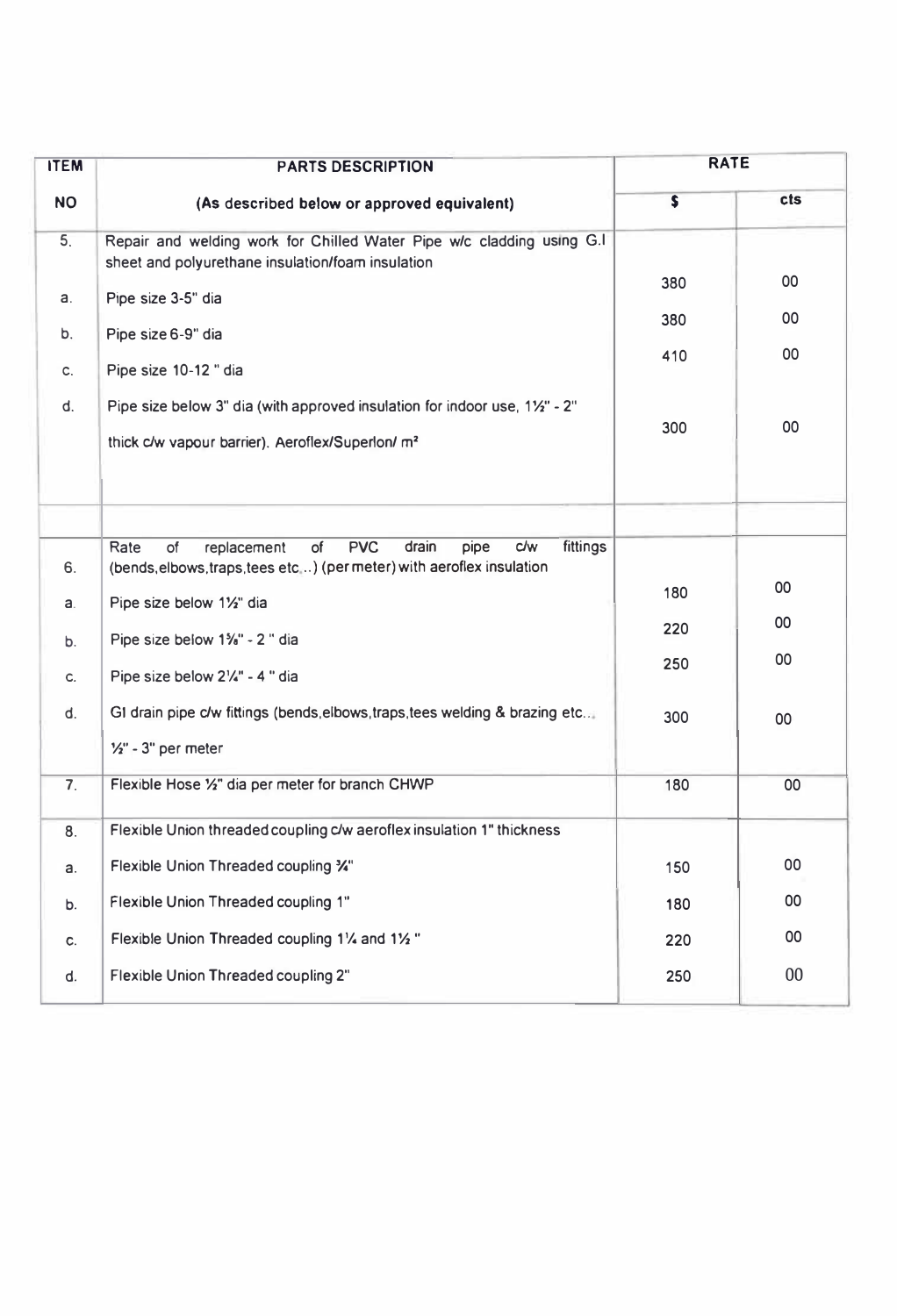| ITEM NO | PARTS DESCRIPTION (As described below or approved equivalent) | RATE $ | RATE cts |
|---|---|---|---|
| 5. | Repair and welding work for Chilled Water Pipe w/c cladding using G.I sheet and polyurethane insulation/foam insulation | | |
| a. | Pipe size 3-5" dia | 380 | 00 |
| b. | Pipe size 6-9" dia | 380 | 00 |
| c. | Pipe size 10-12 " dia | 410 | 00 |
| d. | Pipe size below 3" dia (with approved insulation for indoor use, 1½" - 2" thick c/w vapour barrier). Aeroflex/Superlon/ m² | 300 | 00 |
| | | | |
| 6. | Rate of replacement of PVC drain pipe c/w fittings (bends,elbows,traps,tees etc...) (per meter) with aeroflex insulation | | |
| a. | Pipe size below 1½" dia | 180 | 00 |
| b. | Pipe size below 1⅝" - 2 " dia | 220 | 00 |
| c. | Pipe size below 2¼" - 4 " dia | 250 | 00 |
| d. | GI drain pipe c/w fittings (bends,elbows,traps,tees welding & brazing etc... ½" - 3" per meter | 300 | 00 |
| 7. | Flexible Hose ½" dia per meter for branch CHWP | 180 | 00 |
| 8. | Flexible Union threaded coupling c/w aeroflex insulation 1" thickness | | |
| a. | Flexible Union Threaded coupling ¾" | 150 | 00 |
| b. | Flexible Union Threaded coupling 1" | 180 | 00 |
| c. | Flexible Union Threaded coupling 1¼ and 1½ " | 220 | 00 |
| d. | Flexible Union Threaded coupling 2" | 250 | 00 |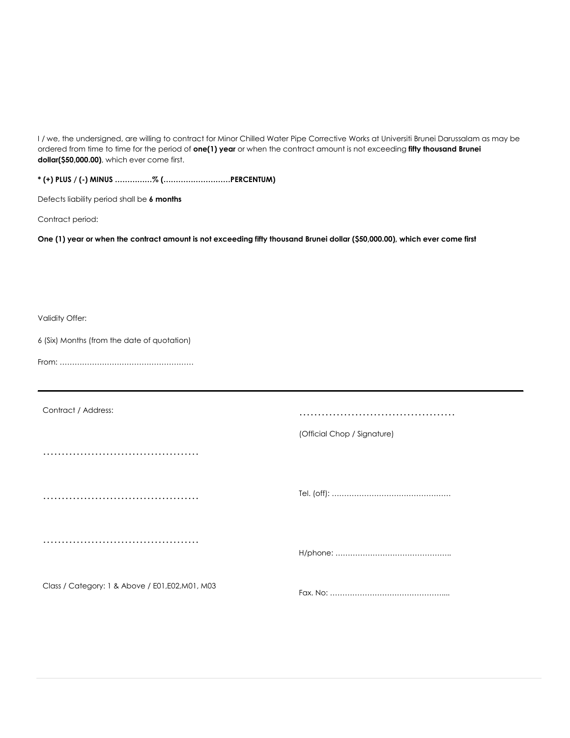I / we, the undersigned, are willing to contract for Minor Chilled Water Pipe Corrective Works at Universiti Brunei Darussalam as may be ordered from time to time for the period of **one(1) year** or when the contract amount is not exceeding **fifty thousand Brunei dollar($50,000.00)**, which ever come first.

**\* (+) PLUS / (-) MINUS ……………% (………………………PERCENTUM)**

Defects liability period shall be **6 months**

Contract period:

**One (1) year or when the contract amount is not exceeding fifty thousand Brunei dollar ($50,000.00), which ever come first**

Validity Offer:

6 (Six) Months (from the date of quotation)

From: ………………………………………………

---

Contract / Address:

……………………………………

……………………………………

……………………………………

Class / Category: 1 & Above / E01,E02,M01, M03

……………………………………

(Official Chop / Signature)

Tel. (off): …………………………………………

H/phone: ………………………………………..

Fax. No: …………………………………………...